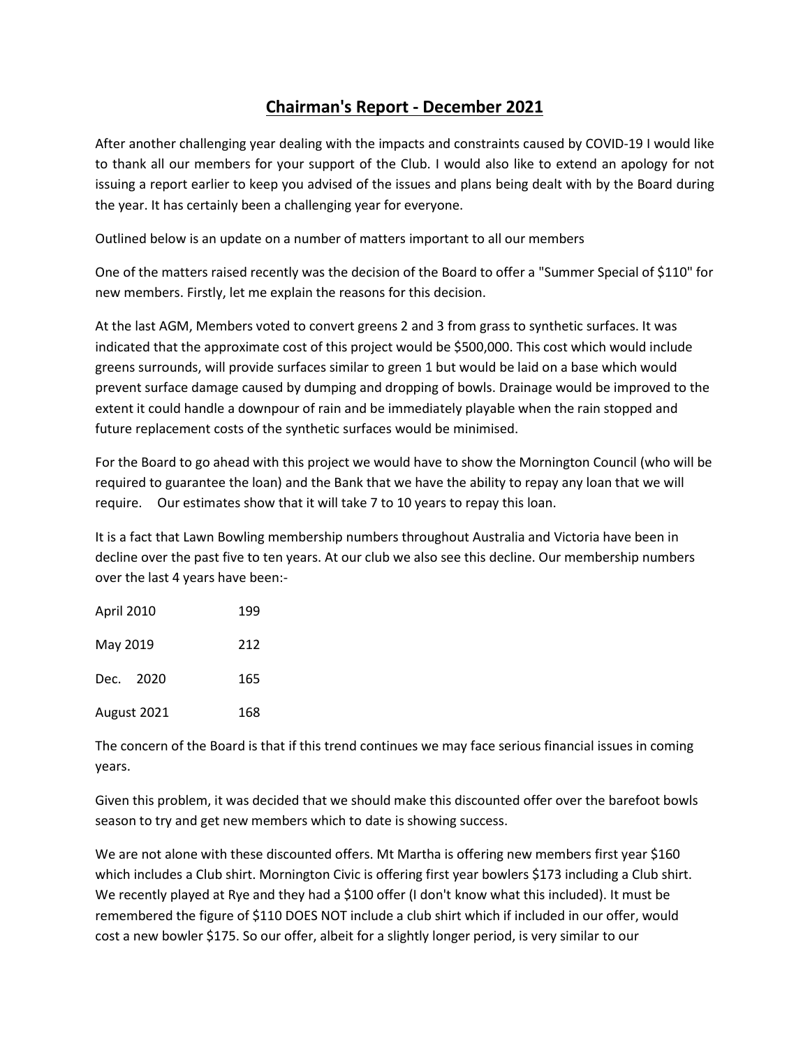# Chairman's Report - December 2021

After another challenging year dealing with the impacts and constraints caused by COVID-19 I would like to thank all our members for your support of the Club. I would also like to extend an apology for not issuing a report earlier to keep you advised of the issues and plans being dealt with by the Board during the year. It has certainly been a challenging year for everyone.

Outlined below is an update on a number of matters important to all our members

One of the matters raised recently was the decision of the Board to offer a "Summer Special of $110" for new members. Firstly, let me explain the reasons for this decision.

At the last AGM, Members voted to convert greens 2 and 3 from grass to synthetic surfaces. It was indicated that the approximate cost of this project would be $500,000. This cost which would include greens surrounds, will provide surfaces similar to green 1 but would be laid on a base which would prevent surface damage caused by dumping and dropping of bowls. Drainage would be improved to the extent it could handle a downpour of rain and be immediately playable when the rain stopped and future replacement costs of the synthetic surfaces would be minimised.

For the Board to go ahead with this project we would have to show the Mornington Council (who will be required to guarantee the loan) and the Bank that we have the ability to repay any loan that we will require. Our estimates show that it will take 7 to 10 years to repay this loan.

It is a fact that Lawn Bowling membership numbers throughout Australia and Victoria have been in decline over the past five to ten years. At our club we also see this decline. Our membership numbers over the last 4 years have been:-

| | |
|---|---|
| April 2010 | 199 |
| May 2019 | 212 |
| Dec. 2020 | 165 |
| August 2021 | 168 |

The concern of the Board is that if this trend continues we may face serious financial issues in coming years.

Given this problem, it was decided that we should make this discounted offer over the barefoot bowls season to try and get new members which to date is showing success.

We are not alone with these discounted offers. Mt Martha is offering new members first year $160 which includes a Club shirt. Mornington Civic is offering first year bowlers $173 including a Club shirt. We recently played at Rye and they had a $100 offer (I don't know what this included). It must be remembered the figure of $110 DOES NOT include a club shirt which if included in our offer, would cost a new bowler $175. So our offer, albeit for a slightly longer period, is very similar to our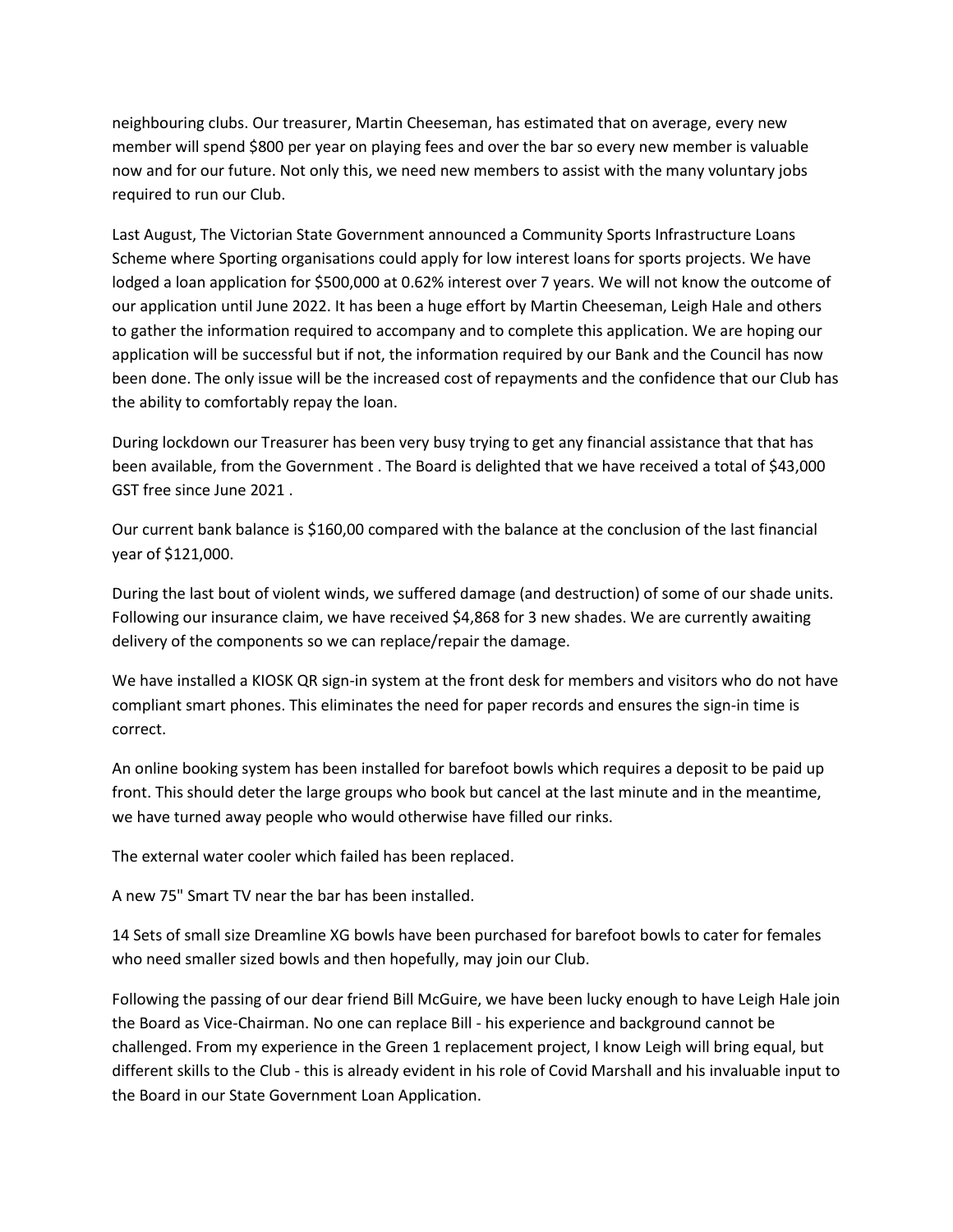neighbouring clubs. Our treasurer, Martin Cheeseman, has estimated that on average, every new member will spend $800 per year on playing fees and over the bar so every new member is valuable now and for our future. Not only this, we need new members to assist with the many voluntary jobs required to run our Club.

Last August, The Victorian State Government announced a Community Sports Infrastructure Loans Scheme where Sporting organisations could apply for low interest loans for sports projects. We have lodged a loan application for $500,000 at 0.62% interest over 7 years. We will not know the outcome of our application until June 2022. It has been a huge effort by Martin Cheeseman, Leigh Hale and others to gather the information required to accompany and to complete this application. We are hoping our application will be successful but if not, the information required by our Bank and the Council has now been done. The only issue will be the increased cost of repayments and the confidence that our Club has the ability to comfortably repay the loan.

During lockdown our Treasurer has been very busy trying to get any financial assistance that that has been available, from the Government . The Board is delighted that we have received a total of $43,000 GST free since June 2021 .

Our current bank balance is $160,00 compared with the balance at the conclusion of the last financial year of $121,000.

During the last bout of violent winds, we suffered damage (and destruction) of some of our shade units. Following our insurance claim, we have received $4,868 for 3 new shades. We are currently awaiting delivery of the components so we can replace/repair the damage.

We have installed a KIOSK QR sign-in system at the front desk for members and visitors who do not have compliant smart phones. This eliminates the need for paper records and ensures the sign-in time is correct.

An online booking system has been installed for barefoot bowls which requires a deposit to be paid up front. This should deter the large groups who book but cancel at the last minute and in the meantime, we have turned away people who would otherwise have filled our rinks.

The external water cooler which failed has been replaced.

A new 75" Smart TV near the bar has been installed.

14 Sets of small size Dreamline XG bowls have been purchased for barefoot bowls to cater for females who need smaller sized bowls and then hopefully, may join our Club.

Following the passing of our dear friend Bill McGuire, we have been lucky enough to have Leigh Hale join the Board as Vice-Chairman. No one can replace Bill - his experience and background cannot be challenged. From my experience in the Green 1 replacement project, I know Leigh will bring equal, but different skills to the Club - this is already evident in his role of Covid Marshall and his invaluable input to the Board in our State Government Loan Application.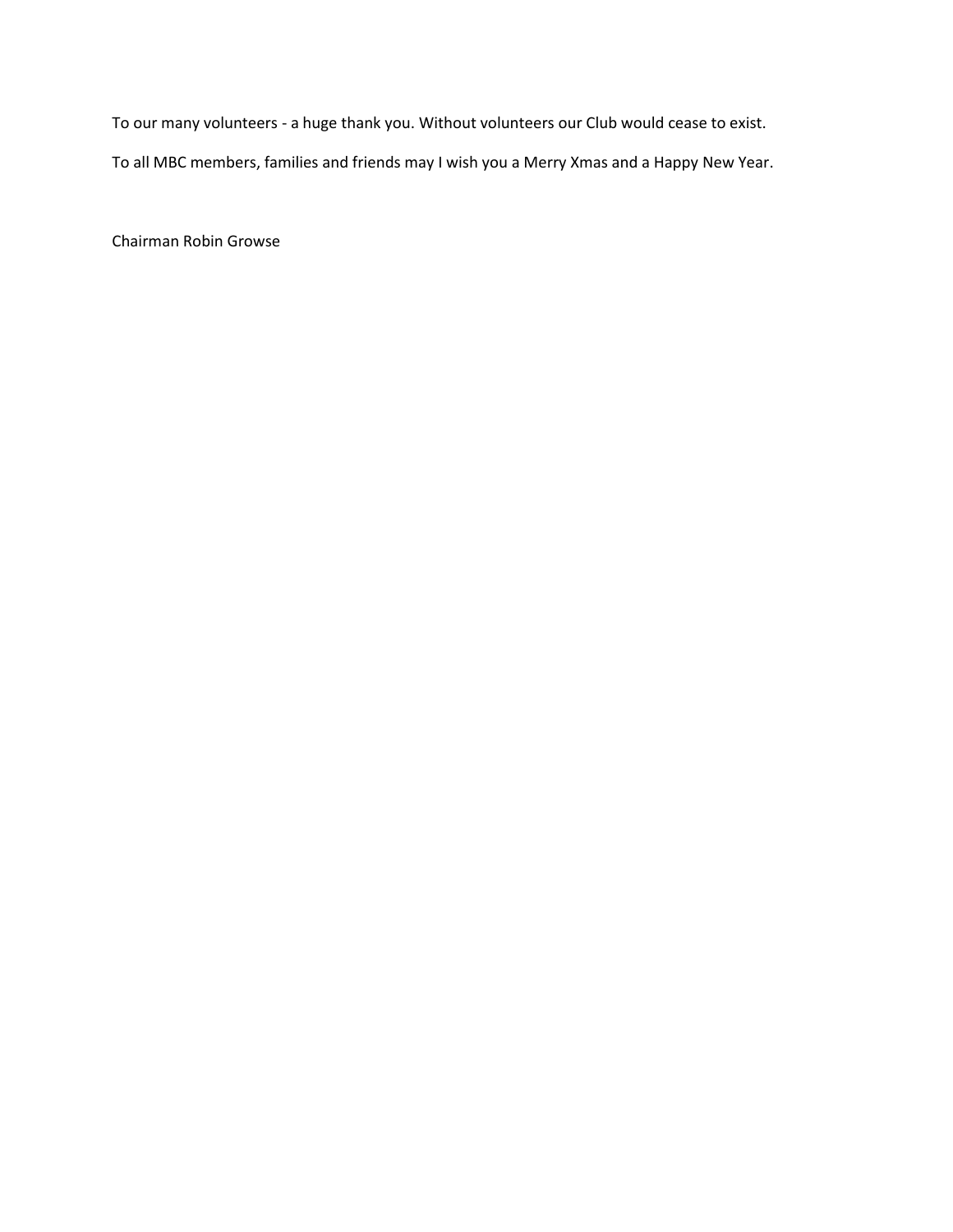To our many volunteers - a huge thank you. Without volunteers our Club would cease to exist.

To all MBC members, families and friends may I wish you a Merry Xmas and a Happy New Year.

Chairman Robin Growse